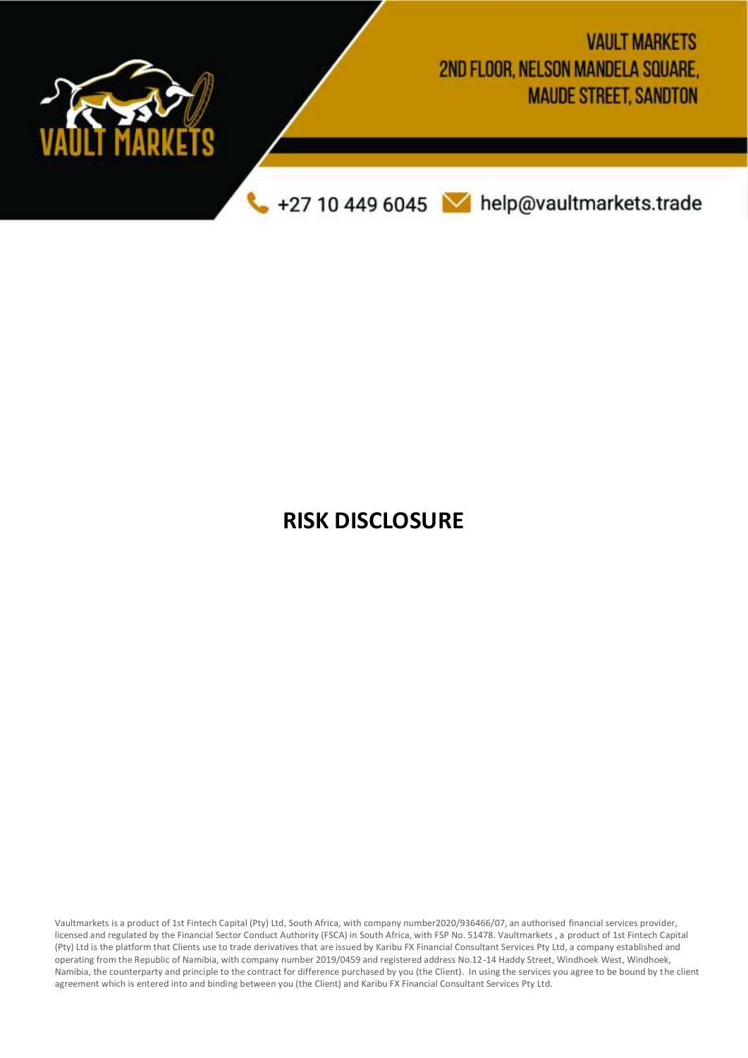VAULT MARKETS
2ND FLOOR, NELSON MANDELA SQUARE,
MAUDE STREET, SANDTON

+27 10 449 6045 help@vaultmarkets.trade

# RISK DISCLOSURE

Vaultmarkets is a product of 1st Fintech Capital (Pty) Ltd, South Africa, with company number2020/936466/07, an authorised financial services provider, licensed and regulated by the Financial Sector Conduct Authority (FSCA) in South Africa, with FSP No. 51478. Vaultmarkets , a product of 1st Fintech Capital (Pty) Ltd is the platform that Clients use to trade derivatives that are issued by Karibu FX Financial Consultant Services Pty Ltd, a company established and operating from the Republic of Namibia, with company number 2019/0459 and registered address No.12-14 Haddy Street, Windhoek West, Windhoek, Namibia, the counterparty and principle to the contract for difference purchased by you (the Client). In using the services you agree to be bound by the client agreement which is entered into and binding between you (the Client) and Karibu FX Financial Consultant Services Pty Ltd.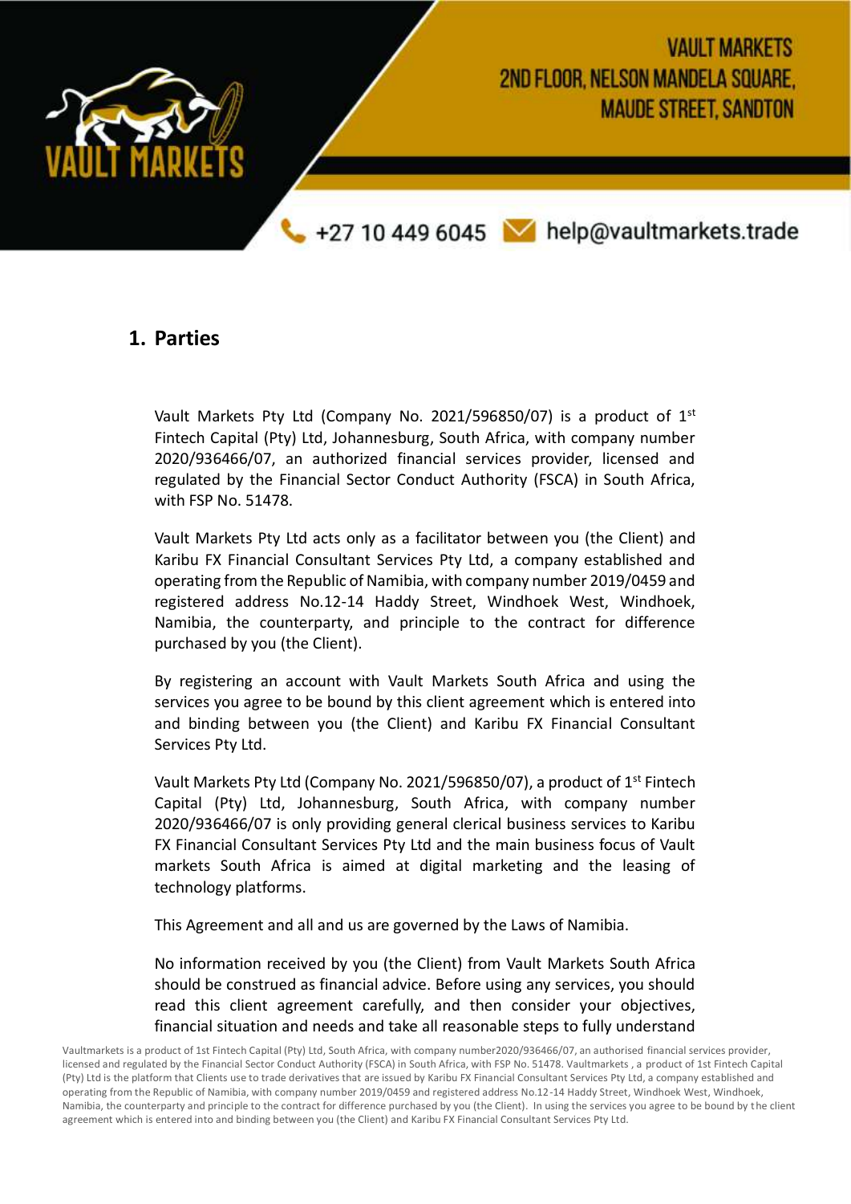## 1. Parties

Vault Markets Pty Ltd (Company No. 2021/596850/07) is a product of 1st Fintech Capital (Pty) Ltd, Johannesburg, South Africa, with company number 2020/936466/07, an authorized financial services provider, licensed and regulated by the Financial Sector Conduct Authority (FSCA) in South Africa, with FSP No. 51478.

Vault Markets Pty Ltd acts only as a facilitator between you (the Client) and Karibu FX Financial Consultant Services Pty Ltd, a company established and operating from the Republic of Namibia, with company number 2019/0459 and registered address No.12-14 Haddy Street, Windhoek West, Windhoek, Namibia, the counterparty, and principle to the contract for difference purchased by you (the Client).

By registering an account with Vault Markets South Africa and using the services you agree to be bound by this client agreement which is entered into and binding between you (the Client) and Karibu FX Financial Consultant Services Pty Ltd.

Vault Markets Pty Ltd (Company No. 2021/596850/07), a product of 1st Fintech Capital (Pty) Ltd, Johannesburg, South Africa, with company number 2020/936466/07 is only providing general clerical business services to Karibu FX Financial Consultant Services Pty Ltd and the main business focus of Vault markets South Africa is aimed at digital marketing and the leasing of technology platforms.

This Agreement and all and us are governed by the Laws of Namibia.

No information received by you (the Client) from Vault Markets South Africa should be construed as financial advice. Before using any services, you should read this client agreement carefully, and then consider your objectives, financial situation and needs and take all reasonable steps to fully understand

Vaultmarkets is a product of 1st Fintech Capital (Pty) Ltd, South Africa, with company number2020/936466/07, an authorised financial services provider, licensed and regulated by the Financial Sector Conduct Authority (FSCA) in South Africa, with FSP No. 51478. Vaultmarkets , a product of 1st Fintech Capital (Pty) Ltd is the platform that Clients use to trade derivatives that are issued by Karibu FX Financial Consultant Services Pty Ltd, a company established and operating from the Republic of Namibia, with company number 2019/0459 and registered address No.12-14 Haddy Street, Windhoek West, Windhoek, Namibia, the counterparty and principle to the contract for difference purchased by you (the Client). In using the services you agree to be bound by the client agreement which is entered into and binding between you (the Client) and Karibu FX Financial Consultant Services Pty Ltd.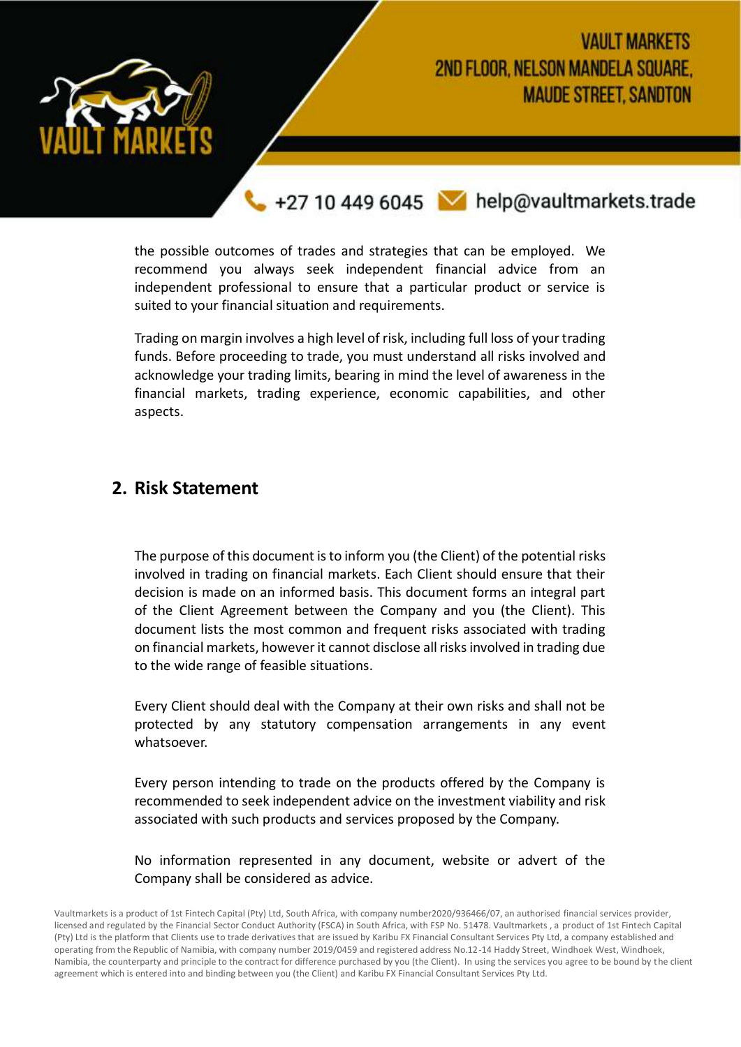the possible outcomes of trades and strategies that can be employed. We recommend you always seek independent financial advice from an independent professional to ensure that a particular product or service is suited to your financial situation and requirements.

Trading on margin involves a high level of risk, including full loss of your trading funds. Before proceeding to trade, you must understand all risks involved and acknowledge your trading limits, bearing in mind the level of awareness in the financial markets, trading experience, economic capabilities, and other aspects.

## 2. Risk Statement

The purpose of this document is to inform you (the Client) of the potential risks involved in trading on financial markets. Each Client should ensure that their decision is made on an informed basis. This document forms an integral part of the Client Agreement between the Company and you (the Client). This document lists the most common and frequent risks associated with trading on financial markets, however it cannot disclose all risks involved in trading due to the wide range of feasible situations.

Every Client should deal with the Company at their own risks and shall not be protected by any statutory compensation arrangements in any event whatsoever.

Every person intending to trade on the products offered by the Company is recommended to seek independent advice on the investment viability and risk associated with such products and services proposed by the Company.

No information represented in any document, website or advert of the Company shall be considered as advice.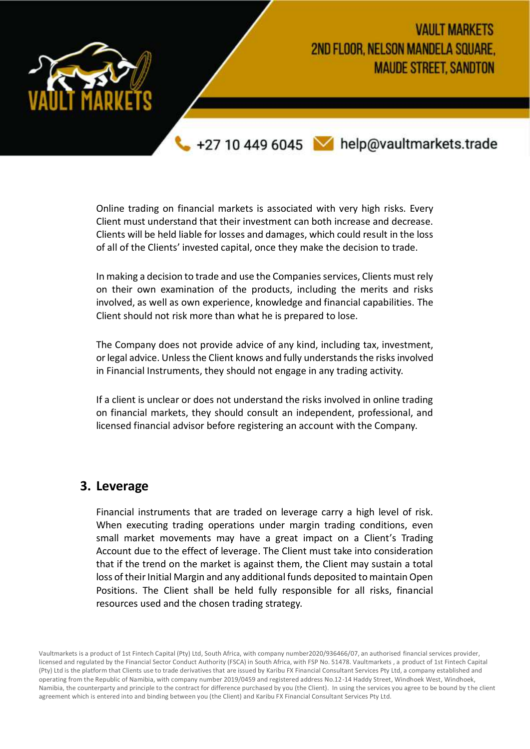Online trading on financial markets is associated with very high risks. Every Client must understand that their investment can both increase and decrease. Clients will be held liable for losses and damages, which could result in the loss of all of the Clients' invested capital, once they make the decision to trade.

In making a decision to trade and use the Companies services, Clients must rely on their own examination of the products, including the merits and risks involved, as well as own experience, knowledge and financial capabilities. The Client should not risk more than what he is prepared to lose.

The Company does not provide advice of any kind, including tax, investment, or legal advice. Unless the Client knows and fully understands the risks involved in Financial Instruments, they should not engage in any trading activity.

If a client is unclear or does not understand the risks involved in online trading on financial markets, they should consult an independent, professional, and licensed financial advisor before registering an account with the Company.

## 3. Leverage

Financial instruments that are traded on leverage carry a high level of risk. When executing trading operations under margin trading conditions, even small market movements may have a great impact on a Client's Trading Account due to the effect of leverage. The Client must take into consideration that if the trend on the market is against them, the Client may sustain a total loss of their Initial Margin and any additional funds deposited to maintain Open Positions. The Client shall be held fully responsible for all risks, financial resources used and the chosen trading strategy.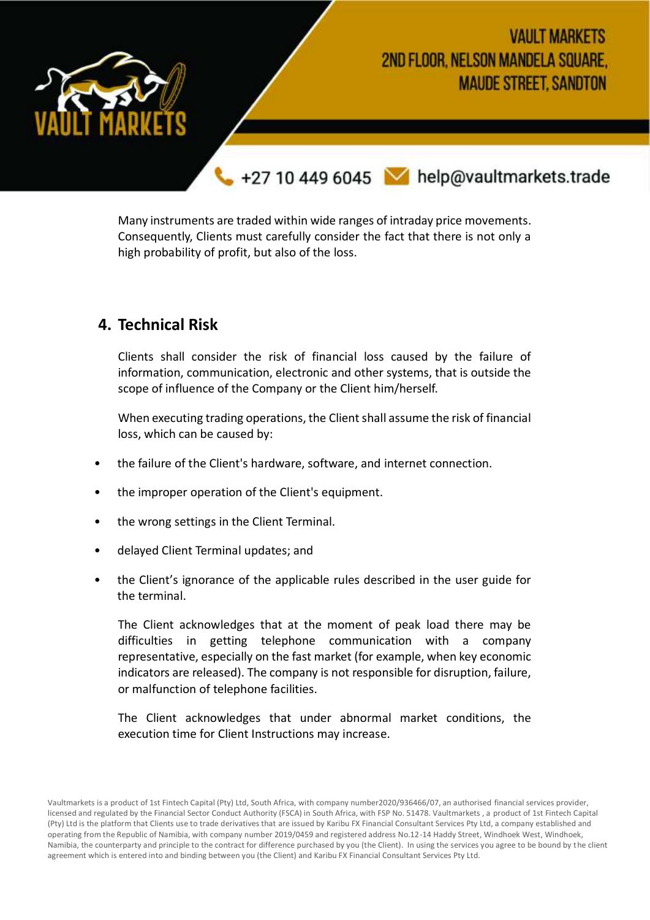Many instruments are traded within wide ranges of intraday price movements. Consequently, Clients must carefully consider the fact that there is not only a high probability of profit, but also of the loss.

## 4. Technical Risk

Clients shall consider the risk of financial loss caused by the failure of information, communication, electronic and other systems, that is outside the scope of influence of the Company or the Client him/herself.

When executing trading operations, the Client shall assume the risk of financial loss, which can be caused by:

- the failure of the Client's hardware, software, and internet connection.
- the improper operation of the Client's equipment.
- the wrong settings in the Client Terminal.
- delayed Client Terminal updates; and
- the Client's ignorance of the applicable rules described in the user guide for the terminal.

The Client acknowledges that at the moment of peak load there may be difficulties in getting telephone communication with a company representative, especially on the fast market (for example, when key economic indicators are released). The company is not responsible for disruption, failure, or malfunction of telephone facilities.

The Client acknowledges that under abnormal market conditions, the execution time for Client Instructions may increase.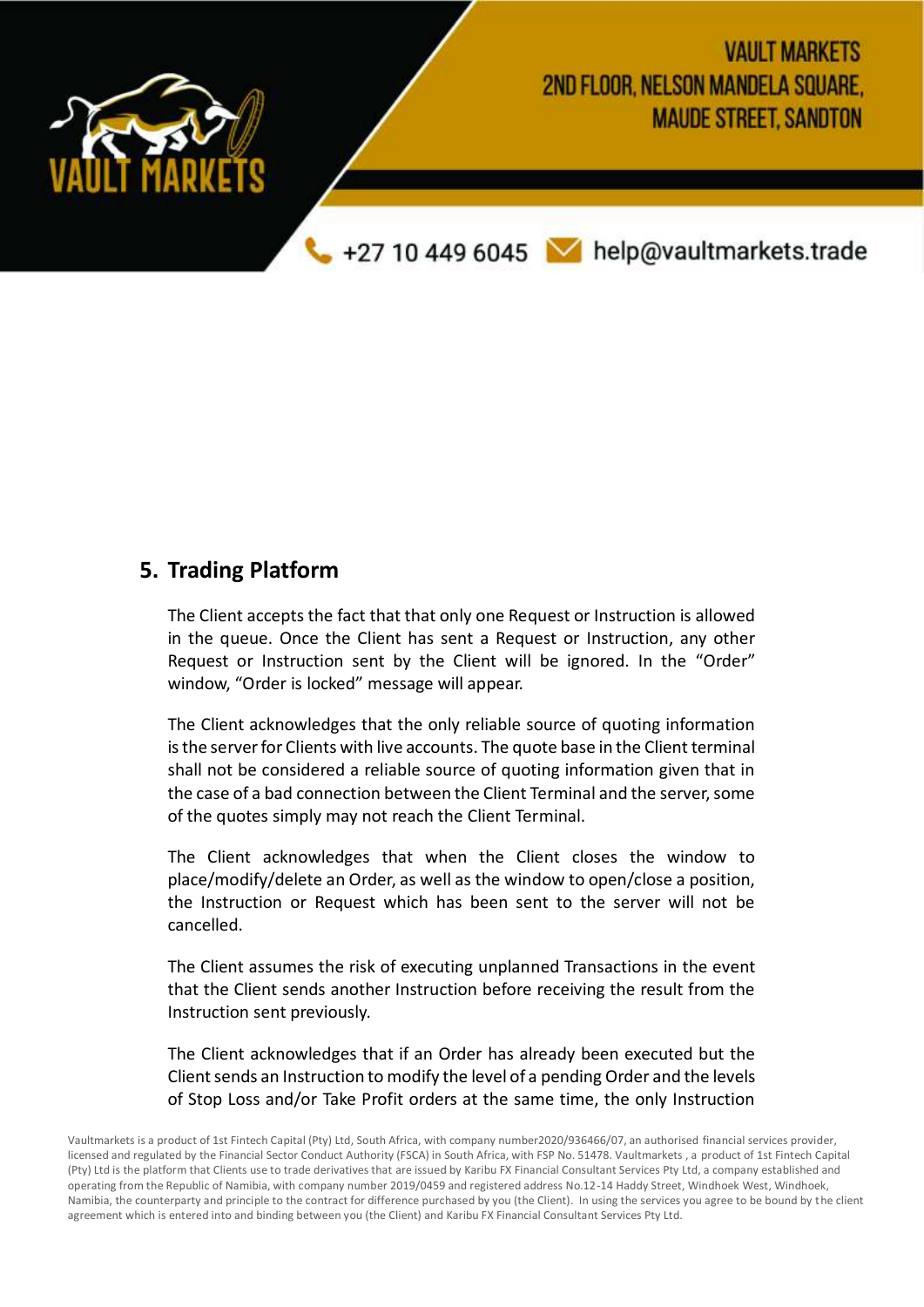## 5. Trading Platform

The Client accepts the fact that that only one Request or Instruction is allowed in the queue. Once the Client has sent a Request or Instruction, any other Request or Instruction sent by the Client will be ignored. In the "Order" window, "Order is locked" message will appear.

The Client acknowledges that the only reliable source of quoting information is the server for Clients with live accounts. The quote base in the Client terminal shall not be considered a reliable source of quoting information given that in the case of a bad connection between the Client Terminal and the server, some of the quotes simply may not reach the Client Terminal.

The Client acknowledges that when the Client closes the window to place/modify/delete an Order, as well as the window to open/close a position, the Instruction or Request which has been sent to the server will not be cancelled.

The Client assumes the risk of executing unplanned Transactions in the event that the Client sends another Instruction before receiving the result from the Instruction sent previously.

The Client acknowledges that if an Order has already been executed but the Client sends an Instruction to modify the level of a pending Order and the levels of Stop Loss and/or Take Profit orders at the same time, the only Instruction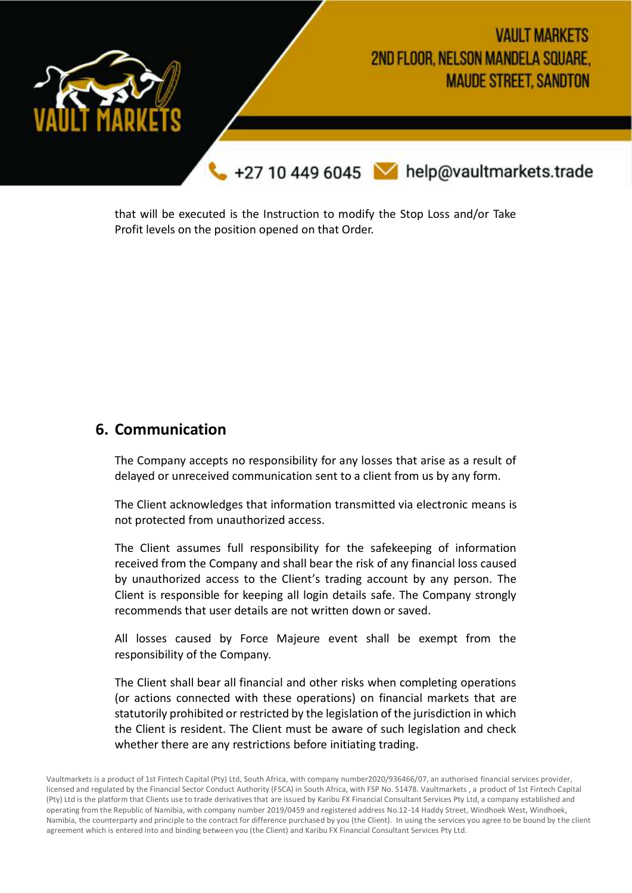that will be executed is the Instruction to modify the Stop Loss and/or Take Profit levels on the position opened on that Order.

## 6. Communication

The Company accepts no responsibility for any losses that arise as a result of delayed or unreceived communication sent to a client from us by any form.

The Client acknowledges that information transmitted via electronic means is not protected from unauthorized access.

The Client assumes full responsibility for the safekeeping of information received from the Company and shall bear the risk of any financial loss caused by unauthorized access to the Client's trading account by any person. The Client is responsible for keeping all login details safe. The Company strongly recommends that user details are not written down or saved.

All losses caused by Force Majeure event shall be exempt from the responsibility of the Company.

The Client shall bear all financial and other risks when completing operations (or actions connected with these operations) on financial markets that are statutorily prohibited or restricted by the legislation of the jurisdiction in which the Client is resident. The Client must be aware of such legislation and check whether there are any restrictions before initiating trading.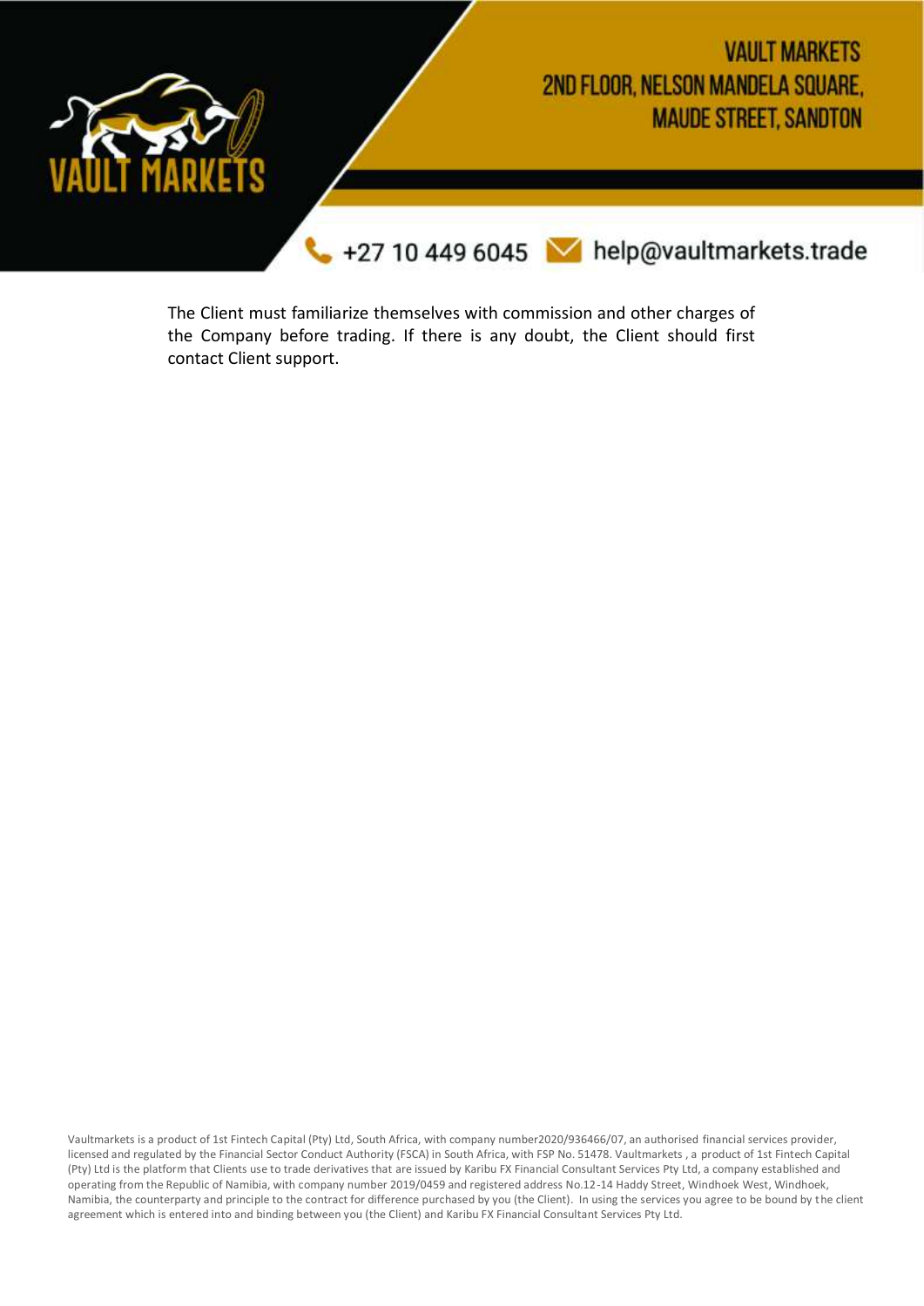The Client must familiarize themselves with commission and other charges of the Company before trading. If there is any doubt, the Client should first contact Client support.